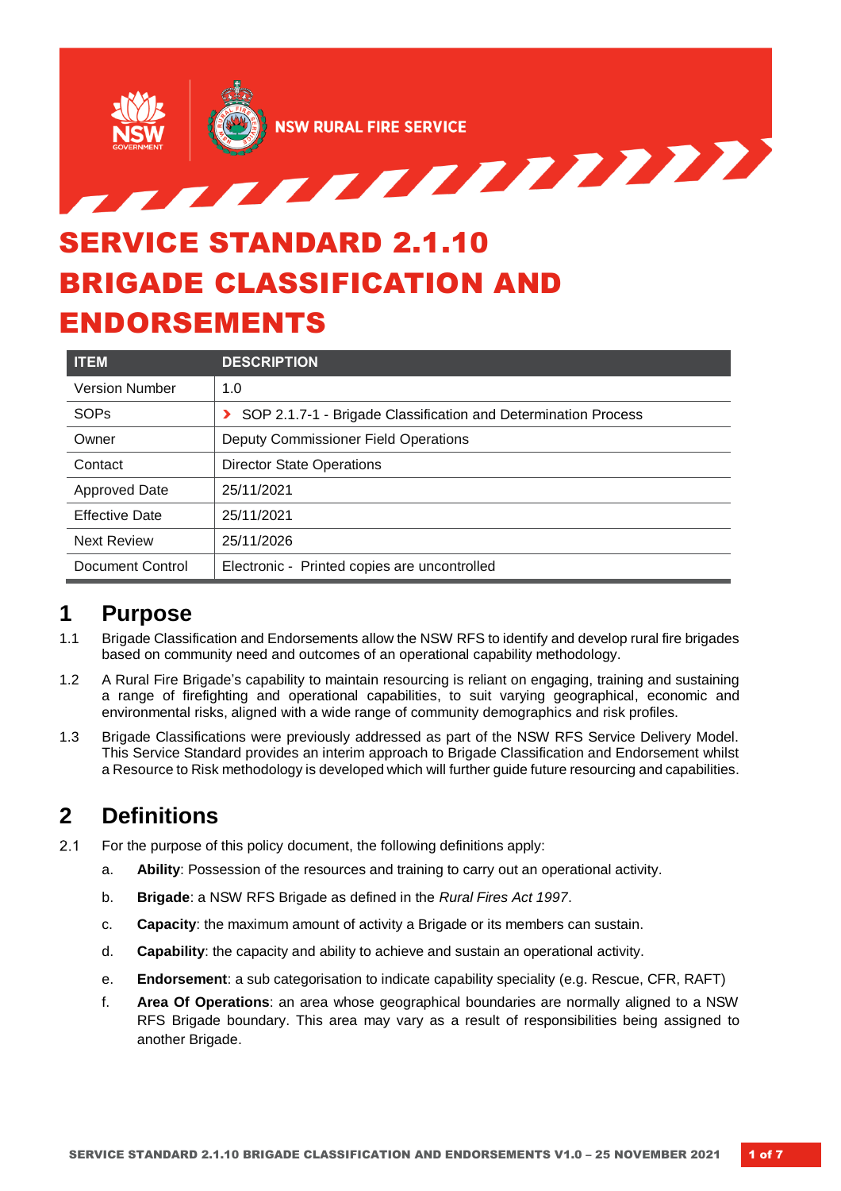NSW RURAL FIRE SERVICE

# SERVICE STANDARD 2.1.10 BRIGADE CLASSIFICATION AND ENDORSEMENTS

| ITEM | DESCRIPTION |
|---|---|
| Version Number | 1.0 |
| SOPs | › SOP 2.1.7-1 - Brigade Classification and Determination Process |
| Owner | Deputy Commissioner Field Operations |
| Contact | Director State Operations |
| Approved Date | 25/11/2021 |
| Effective Date | 25/11/2021 |
| Next Review | 25/11/2026 |
| Document Control | Electronic - Printed copies are uncontrolled |

## 1 Purpose

1.1 Brigade Classification and Endorsements allow the NSW RFS to identify and develop rural fire brigades based on community need and outcomes of an operational capability methodology.

1.2 A Rural Fire Brigade's capability to maintain resourcing is reliant on engaging, training and sustaining a range of firefighting and operational capabilities, to suit varying geographical, economic and environmental risks, aligned with a wide range of community demographics and risk profiles.

1.3 Brigade Classifications were previously addressed as part of the NSW RFS Service Delivery Model. This Service Standard provides an interim approach to Brigade Classification and Endorsement whilst a Resource to Risk methodology is developed which will further guide future resourcing and capabilities.

## 2 Definitions

2.1 For the purpose of this policy document, the following definitions apply:

a. **Ability**: Possession of the resources and training to carry out an operational activity.

b. **Brigade**: a NSW RFS Brigade as defined in the *Rural Fires Act 1997*.

c. **Capacity**: the maximum amount of activity a Brigade or its members can sustain.

d. **Capability**: the capacity and ability to achieve and sustain an operational activity.

e. **Endorsement**: a sub categorisation to indicate capability speciality (e.g. Rescue, CFR, RAFT)

f. **Area Of Operations**: an area whose geographical boundaries are normally aligned to a NSW RFS Brigade boundary. This area may vary as a result of responsibilities being assigned to another Brigade.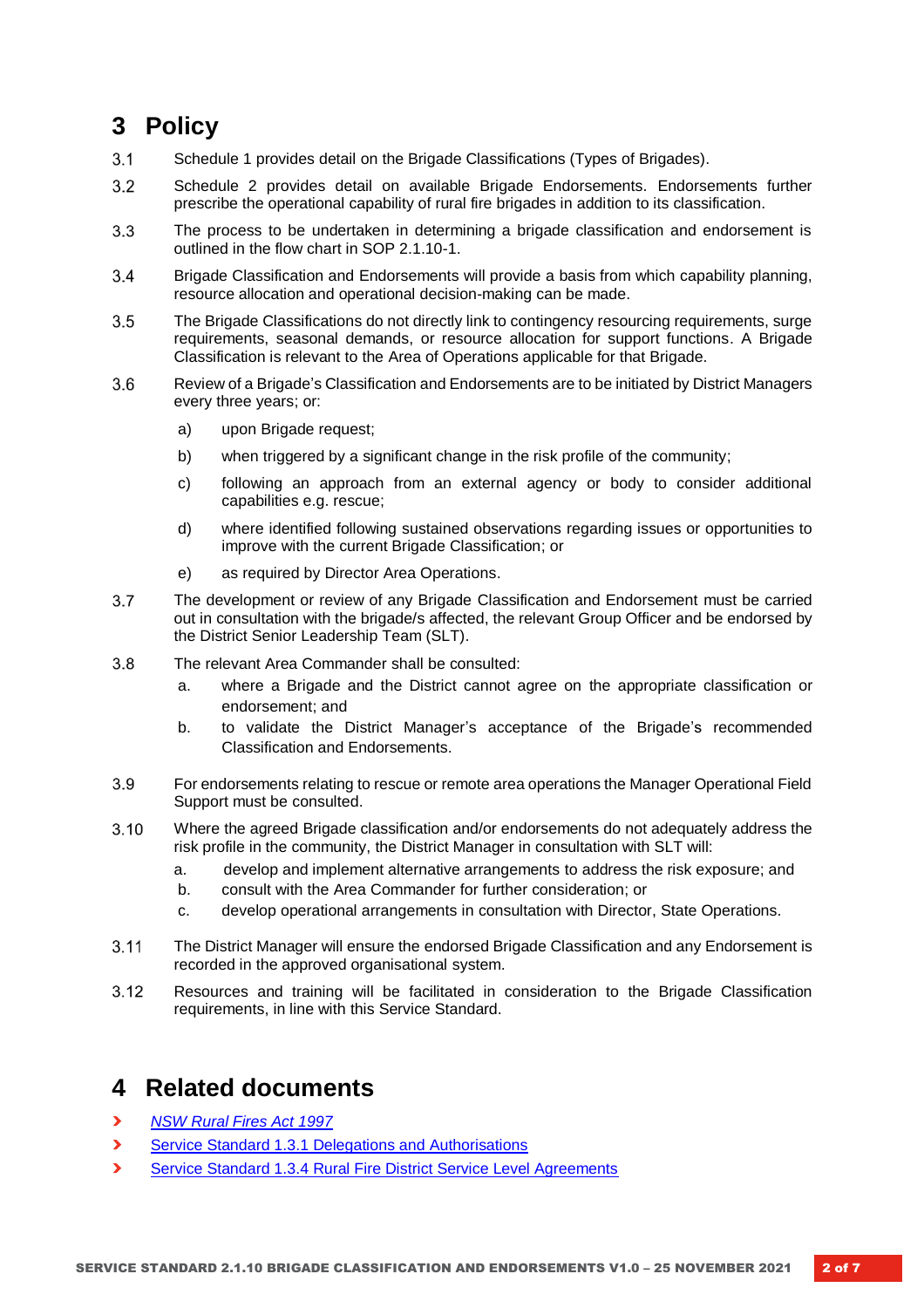# 3 Policy

3.1 Schedule 1 provides detail on the Brigade Classifications (Types of Brigades).

3.2 Schedule 2 provides detail on available Brigade Endorsements. Endorsements further prescribe the operational capability of rural fire brigades in addition to its classification.

3.3 The process to be undertaken in determining a brigade classification and endorsement is outlined in the flow chart in SOP 2.1.10-1.

3.4 Brigade Classification and Endorsements will provide a basis from which capability planning, resource allocation and operational decision-making can be made.

3.5 The Brigade Classifications do not directly link to contingency resourcing requirements, surge requirements, seasonal demands, or resource allocation for support functions. A Brigade Classification is relevant to the Area of Operations applicable for that Brigade.

3.6 Review of a Brigade's Classification and Endorsements are to be initiated by District Managers every three years; or:

- a) upon Brigade request;
- b) when triggered by a significant change in the risk profile of the community;
- c) following an approach from an external agency or body to consider additional capabilities e.g. rescue;
- d) where identified following sustained observations regarding issues or opportunities to improve with the current Brigade Classification; or
- e) as required by Director Area Operations.

3.7 The development or review of any Brigade Classification and Endorsement must be carried out in consultation with the brigade/s affected, the relevant Group Officer and be endorsed by the District Senior Leadership Team (SLT).

3.8 The relevant Area Commander shall be consulted:

- a. where a Brigade and the District cannot agree on the appropriate classification or endorsement; and
- b. to validate the District Manager's acceptance of the Brigade's recommended Classification and Endorsements.

3.9 For endorsements relating to rescue or remote area operations the Manager Operational Field Support must be consulted.

3.10 Where the agreed Brigade classification and/or endorsements do not adequately address the risk profile in the community, the District Manager in consultation with SLT will:

- a. develop and implement alternative arrangements to address the risk exposure; and
- b. consult with the Area Commander for further consideration; or
- c. develop operational arrangements in consultation with Director, State Operations.

3.11 The District Manager will ensure the endorsed Brigade Classification and any Endorsement is recorded in the approved organisational system.

3.12 Resources and training will be facilitated in consideration to the Brigade Classification requirements, in line with this Service Standard.

# 4 Related documents

- *NSW Rural Fires Act 1997*
- Service Standard 1.3.1 Delegations and Authorisations
- Service Standard 1.3.4 Rural Fire District Service Level Agreements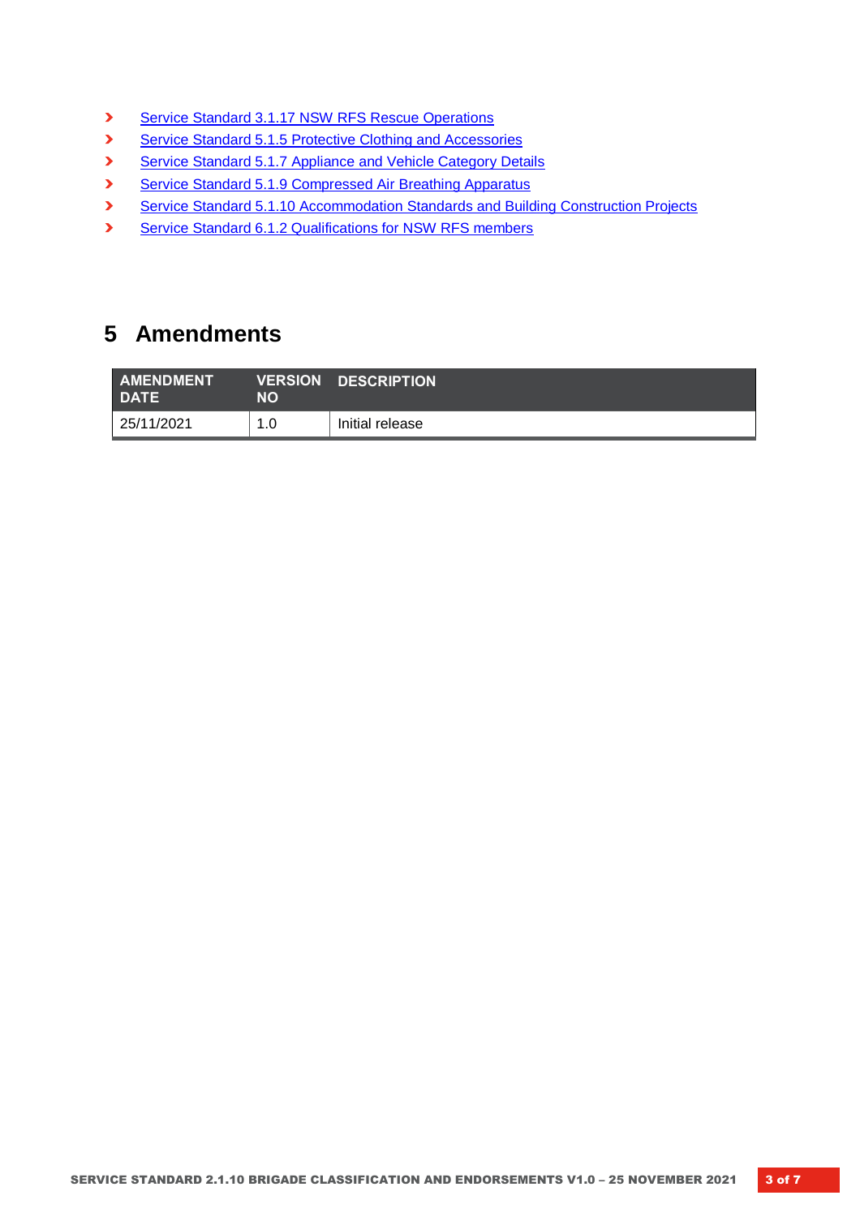- Service Standard 3.1.17 NSW RFS Rescue Operations
- Service Standard 5.1.5 Protective Clothing and Accessories
- Service Standard 5.1.7 Appliance and Vehicle Category Details
- Service Standard 5.1.9 Compressed Air Breathing Apparatus
- Service Standard 5.1.10 Accommodation Standards and Building Construction Projects
- Service Standard 6.1.2 Qualifications for NSW RFS members

# 5 Amendments

| AMENDMENT DATE | VERSION NO | DESCRIPTION |
|---|---|---|
| 25/11/2021 | 1.0 | Initial release |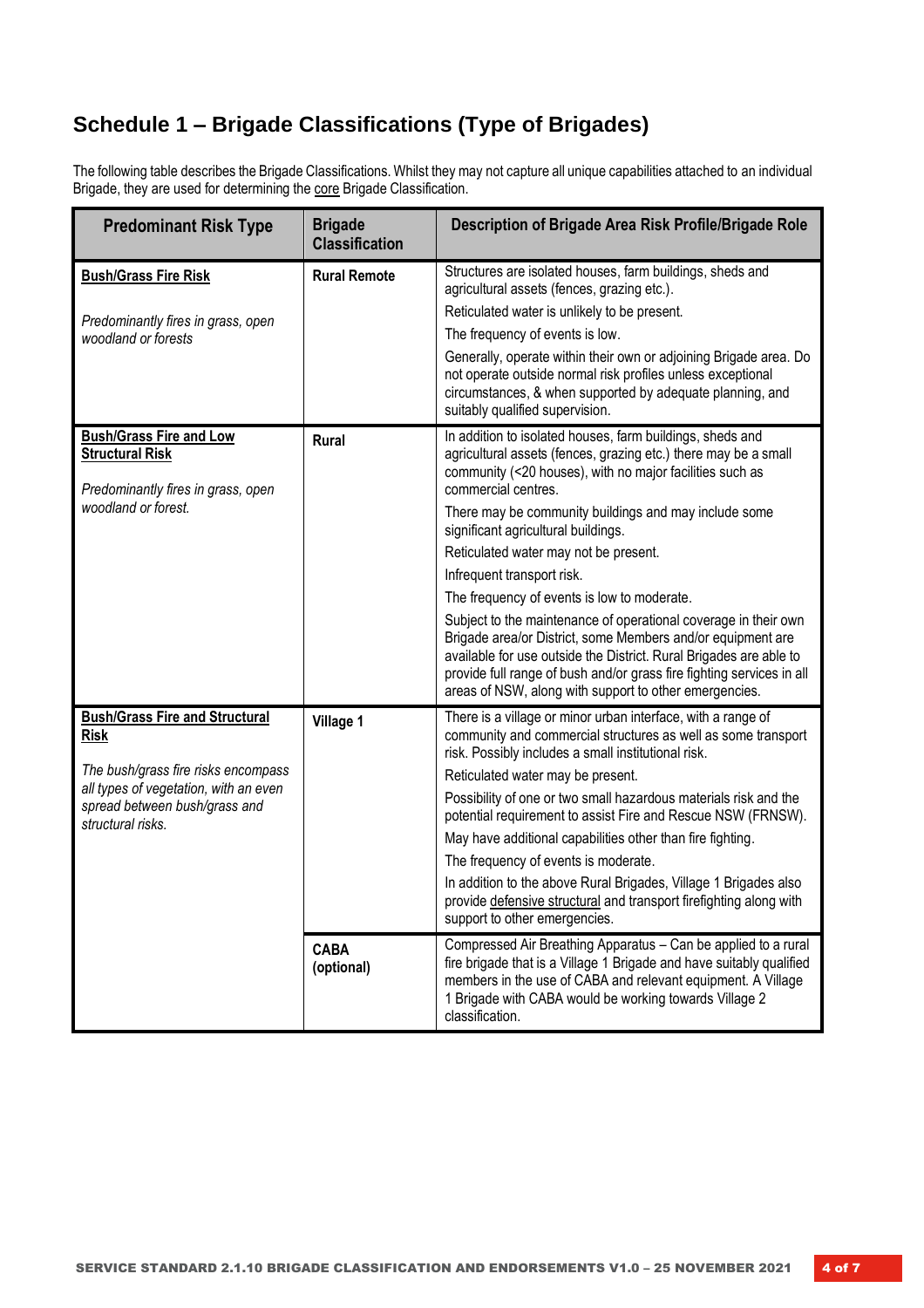## Schedule 1 – Brigade Classifications (Type of Brigades)

The following table describes the Brigade Classifications. Whilst they may not capture all unique capabilities attached to an individual Brigade, they are used for determining the core Brigade Classification.

| Predominant Risk Type | Brigade Classification | Description of Brigade Area Risk Profile/Brigade Role |
|---|---|---|
| **Bush/Grass Fire Risk**<br><br>*Predominantly fires in grass, open woodland or forests* | **Rural Remote** | Structures are isolated houses, farm buildings, sheds and agricultural assets (fences, grazing etc.).<br><br>Reticulated water is unlikely to be present.<br><br>The frequency of events is low.<br><br>Generally, operate within their own or adjoining Brigade area. Do not operate outside normal risk profiles unless exceptional circumstances, & when supported by adequate planning, and suitably qualified supervision. |
| **Bush/Grass Fire and Low Structural Risk**<br><br>*Predominantly fires in grass, open woodland or forest.* | **Rural** | In addition to isolated houses, farm buildings, sheds and agricultural assets (fences, grazing etc.) there may be a small community (<20 houses), with no major facilities such as commercial centres.<br><br>There may be community buildings and may include some significant agricultural buildings.<br><br>Reticulated water may not be present.<br><br>Infrequent transport risk.<br><br>The frequency of events is low to moderate.<br><br>Subject to the maintenance of operational coverage in their own Brigade area/or District, some Members and/or equipment are available for use outside the District. Rural Brigades are able to provide full range of bush and/or grass fire fighting services in all areas of NSW, along with support to other emergencies. |
| **Bush/Grass Fire and Structural Risk**<br><br>*The bush/grass fire risks encompass all types of vegetation, with an even spread between bush/grass and structural risks.* | **Village 1** | There is a village or minor urban interface, with a range of community and commercial structures as well as some transport risk. Possibly includes a small institutional risk.<br><br>Reticulated water may be present.<br><br>Possibility of one or two small hazardous materials risk and the potential requirement to assist Fire and Rescue NSW (FRNSW).<br><br>May have additional capabilities other than fire fighting.<br><br>The frequency of events is moderate.<br><br>In addition to the above Rural Brigades, Village 1 Brigades also provide defensive structural and transport firefighting along with support to other emergencies. |
| | **CABA (optional)** | Compressed Air Breathing Apparatus – Can be applied to a rural fire brigade that is a Village 1 Brigade and have suitably qualified members in the use of CABA and relevant equipment. A Village 1 Brigade with CABA would be working towards Village 2 classification. |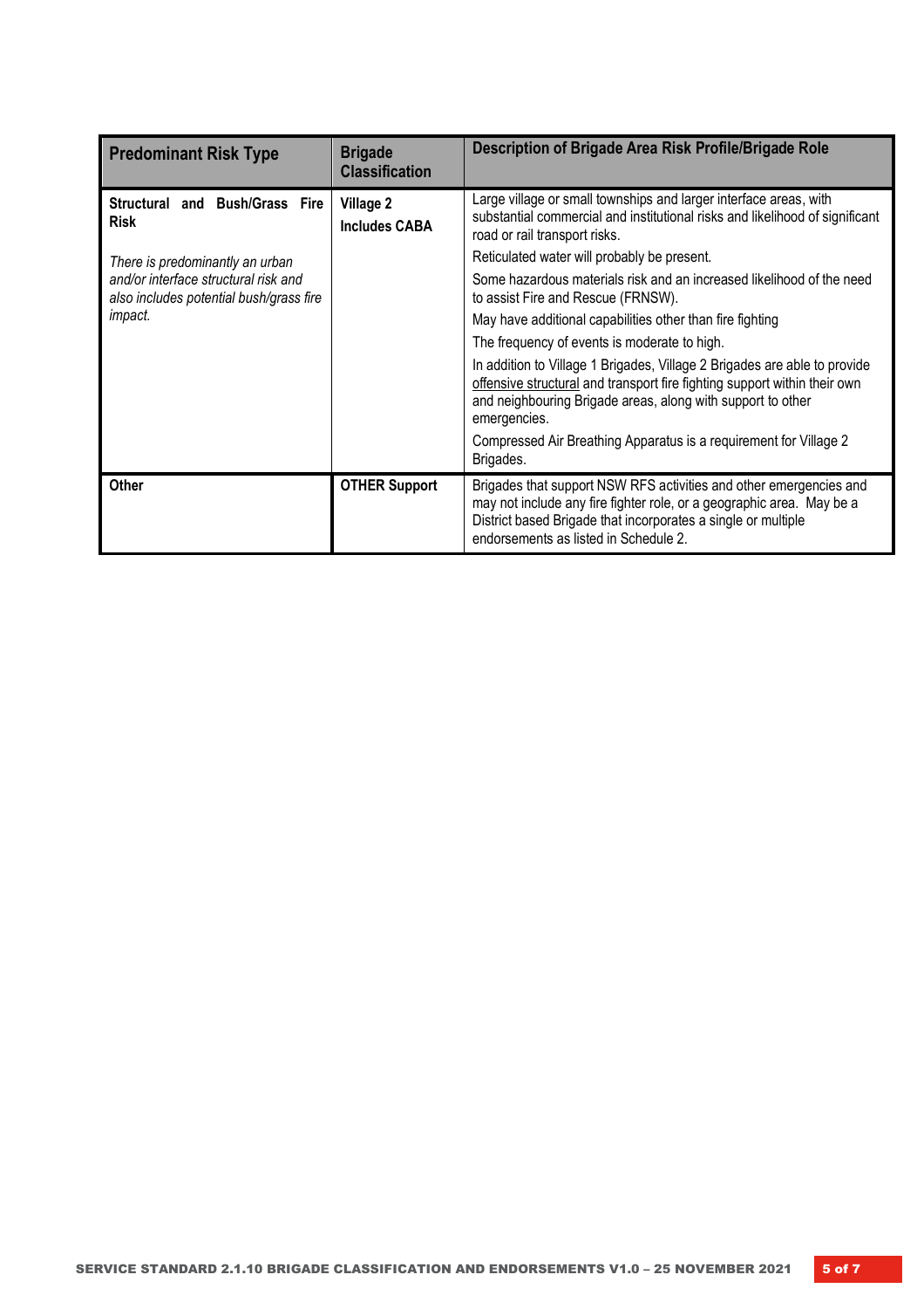| Predominant Risk Type | Brigade Classification | Description of Brigade Area Risk Profile/Brigade Role |
|---|---|---|
| **Structural and Bush/Grass Fire Risk**<br><br>*There is predominantly an urban and/or interface structural risk and also includes potential bush/grass fire impact.* | **Village 2**<br><br>**Includes CABA** | Large village or small townships and larger interface areas, with substantial commercial and institutional risks and likelihood of significant road or rail transport risks.<br><br>Reticulated water will probably be present.<br><br>Some hazardous materials risk and an increased likelihood of the need to assist Fire and Rescue (FRNSW).<br><br>May have additional capabilities other than fire fighting<br><br>The frequency of events is moderate to high.<br><br>In addition to Village 1 Brigades, Village 2 Brigades are able to provide offensive structural and transport fire fighting support within their own and neighbouring Brigade areas, along with support to other emergencies.<br><br>Compressed Air Breathing Apparatus is a requirement for Village 2 Brigades. |
| **Other** | **OTHER Support** | Brigades that support NSW RFS activities and other emergencies and may not include any fire fighter role, or a geographic area. May be a District based Brigade that incorporates a single or multiple endorsements as listed in Schedule 2. |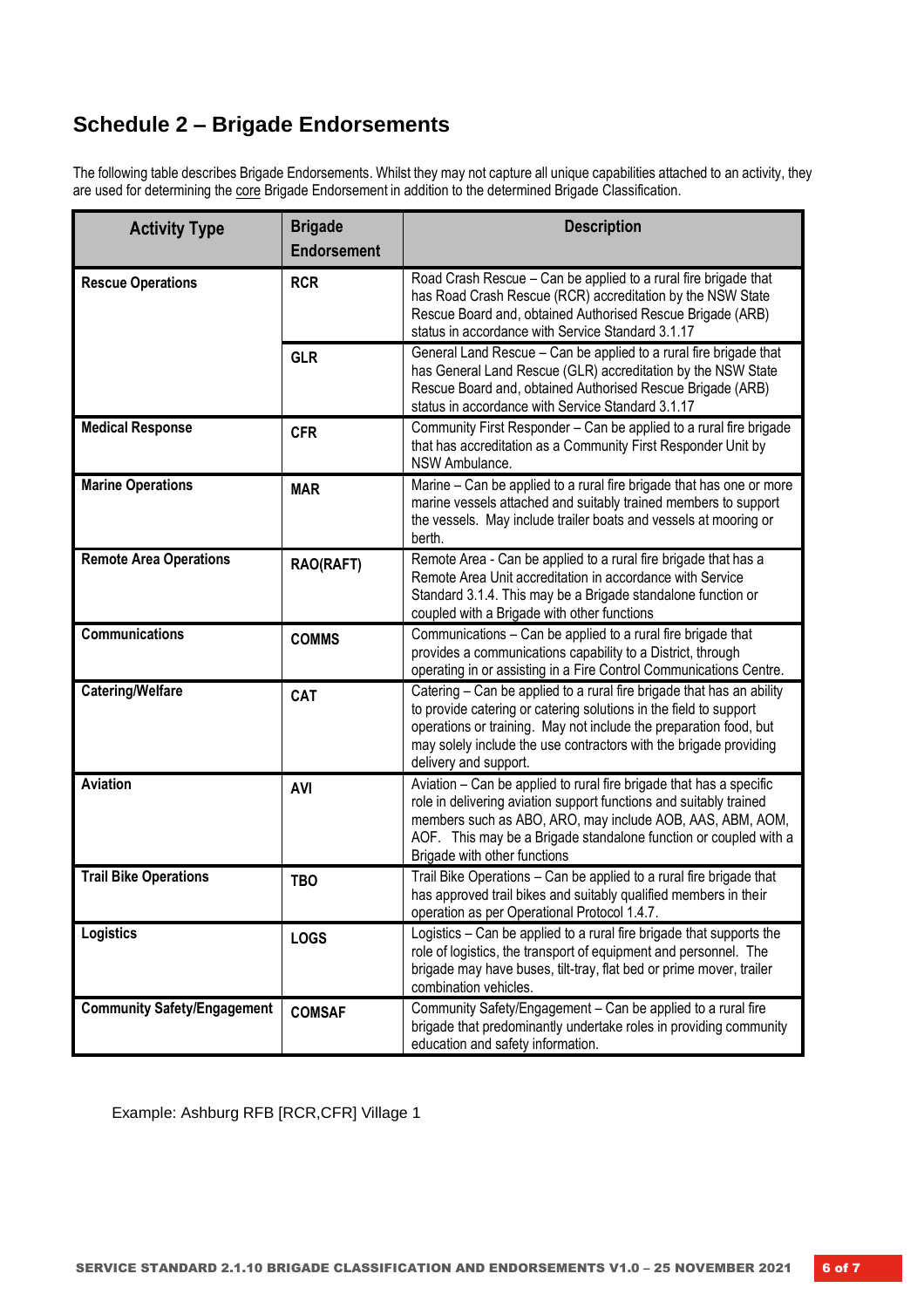## Schedule 2 – Brigade Endorsements

The following table describes Brigade Endorsements. Whilst they may not capture all unique capabilities attached to an activity, they are used for determining the core Brigade Endorsement in addition to the determined Brigade Classification.

| Activity Type | Brigade Endorsement | Description |
|---|---|---|
| **Rescue Operations** | **RCR** | Road Crash Rescue – Can be applied to a rural fire brigade that has Road Crash Rescue (RCR) accreditation by the NSW State Rescue Board and, obtained Authorised Rescue Brigade (ARB) status in accordance with Service Standard 3.1.17 |
| | **GLR** | General Land Rescue – Can be applied to a rural fire brigade that has General Land Rescue (GLR) accreditation by the NSW State Rescue Board and, obtained Authorised Rescue Brigade (ARB) status in accordance with Service Standard 3.1.17 |
| **Medical Response** | **CFR** | Community First Responder – Can be applied to a rural fire brigade that has accreditation as a Community First Responder Unit by NSW Ambulance. |
| **Marine Operations** | **MAR** | Marine – Can be applied to a rural fire brigade that has one or more marine vessels attached and suitably trained members to support the vessels. May include trailer boats and vessels at mooring or berth. |
| **Remote Area Operations** | **RAO(RAFT)** | Remote Area - Can be applied to a rural fire brigade that has a Remote Area Unit accreditation in accordance with Service Standard 3.1.4. This may be a Brigade standalone function or coupled with a Brigade with other functions |
| **Communications** | **COMMS** | Communications – Can be applied to a rural fire brigade that provides a communications capability to a District, through operating in or assisting in a Fire Control Communications Centre. |
| **Catering/Welfare** | **CAT** | Catering – Can be applied to a rural fire brigade that has an ability to provide catering or catering solutions in the field to support operations or training. May not include the preparation food, but may solely include the use contractors with the brigade providing delivery and support. |
| **Aviation** | **AVI** | Aviation – Can be applied to rural fire brigade that has a specific role in delivering aviation support functions and suitably trained members such as ABO, ARO, may include AOB, AAS, ABM, AOM, AOF. This may be a Brigade standalone function or coupled with a Brigade with other functions |
| **Trail Bike Operations** | **TBO** | Trail Bike Operations – Can be applied to a rural fire brigade that has approved trail bikes and suitably qualified members in their operation as per Operational Protocol 1.4.7. |
| **Logistics** | **LOGS** | Logistics – Can be applied to a rural fire brigade that supports the role of logistics, the transport of equipment and personnel. The brigade may have buses, tilt-tray, flat bed or prime mover, trailer combination vehicles. |
| **Community Safety/Engagement** | **COMSAF** | Community Safety/Engagement – Can be applied to a rural fire brigade that predominantly undertake roles in providing community education and safety information. |

Example: Ashburg RFB [RCR,CFR] Village 1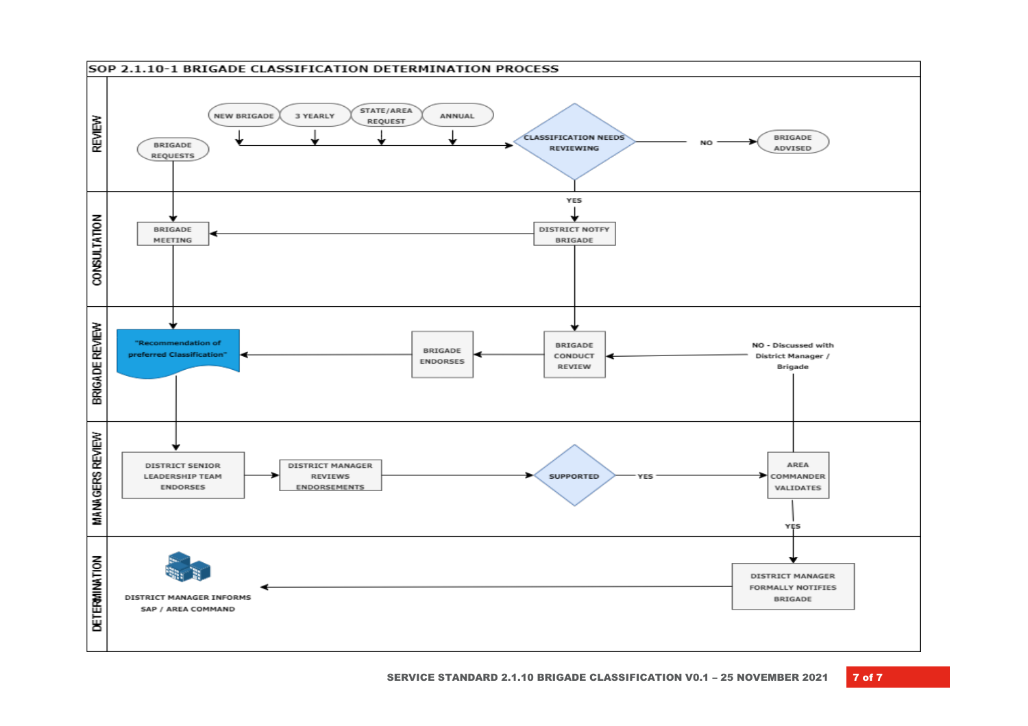# SOP 2.1.10-1 BRIGADE CLASSIFICATION DETERMINATION PROCESS

REVIEW

NEW BRIGADE

3 YEARLY

STATE/AREA REQUEST

ANNUAL

BRIGADE REQUESTS

CLASSIFICATION NEEDS REVIEWING

NO

BRIGADE ADVISED

YES

CONSULTATION

BRIGADE MEETING

DISTRICT NOTFY BRIGADE

BRIGADE REVIEW

"Recommendation of preferred Classification"

BRIGADE ENDORSES

BRIGADE CONDUCT REVIEW

NO - Discussed with District Manager / Brigade

MANAGERS REVIEW

DISTRICT SENIOR LEADERSHIP TEAM ENDORSES

DISTRICT MANAGER REVIEWS ENDORSEMENTS

SUPPORTED

YES

AREA COMMANDER VALIDATES

YES

DETERMINATION

DISTRICT MANAGER INFORMS SAP / AREA COMMAND

DISTRICT MANAGER FORMALLY NOTIFIES BRIGADE

SERVICE STANDARD 2.1.10 BRIGADE CLASSIFICATION V0.1 – 25 NOVEMBER 2021